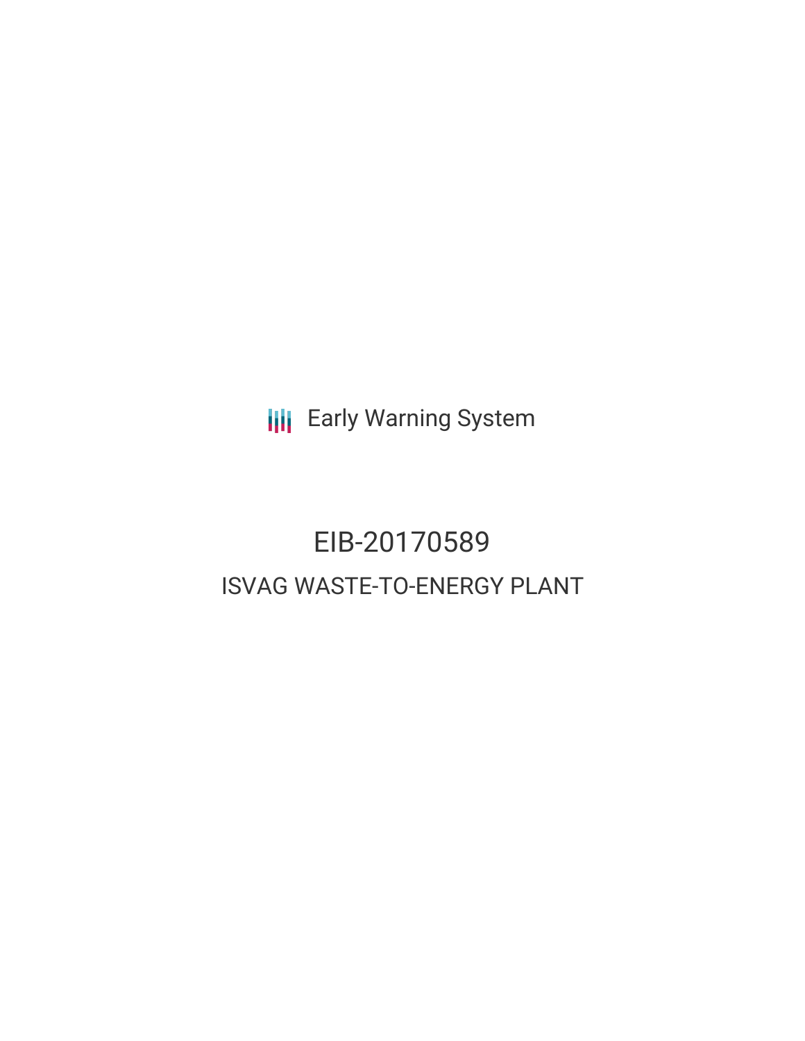Early Warning System

# EIB-20170589

## ISVAG WASTE-TO-ENERGY PLANT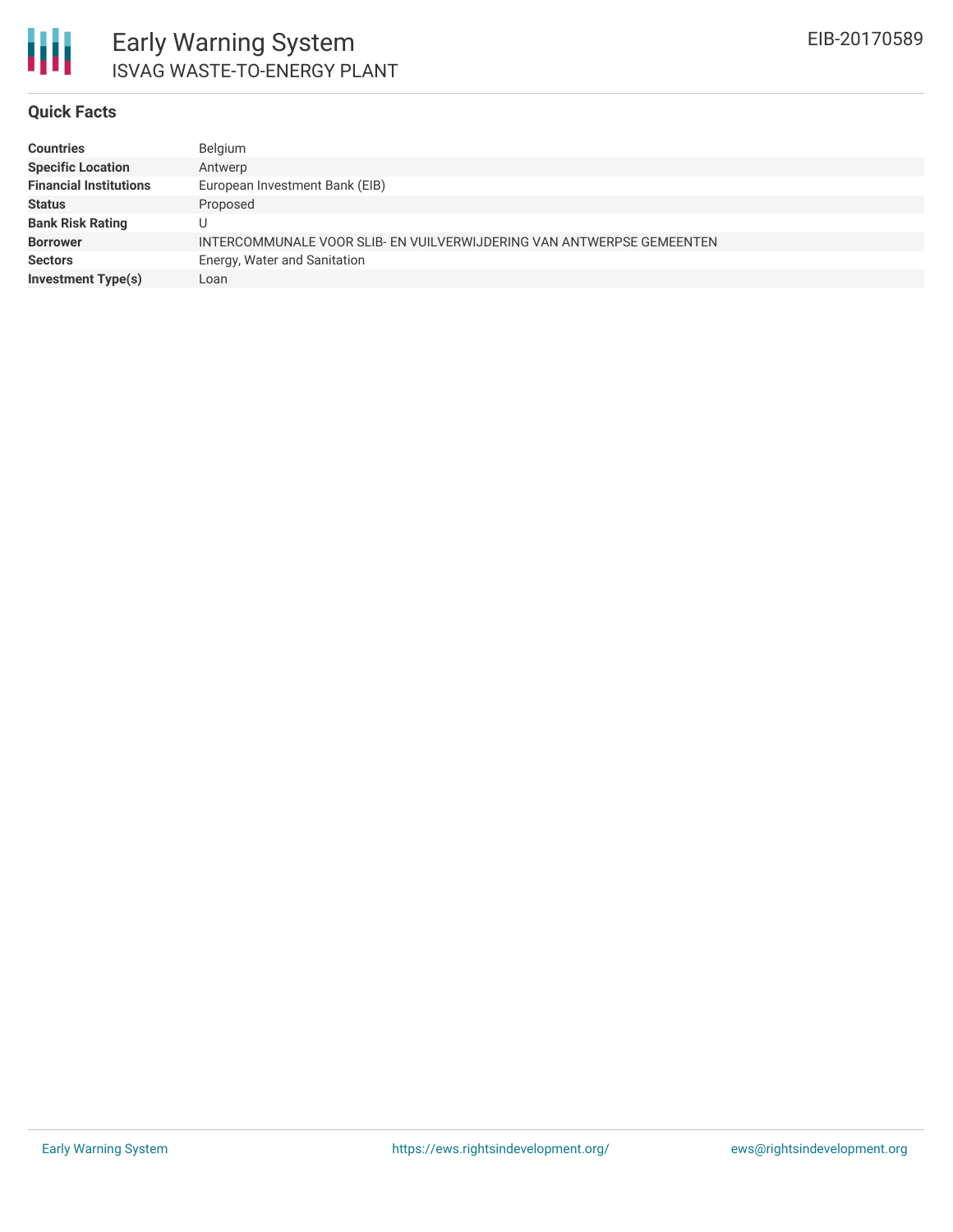# Early Warning System

## ISVAG WASTE-TO-ENERGY PLANT

EIB-20170589

### Quick Facts

| | |
|---|---|
| **Countries** | Belgium |
| **Specific Location** | Antwerp |
| **Financial Institutions** | European Investment Bank (EIB) |
| **Status** | Proposed |
| **Bank Risk Rating** | U |
| **Borrower** | INTERCOMMUNALE VOOR SLIB- EN VUILVERWIJDERING VAN ANTWERPSE GEMEENTEN |
| **Sectors** | Energy, Water and Sanitation |
| **Investment Type(s)** | Loan |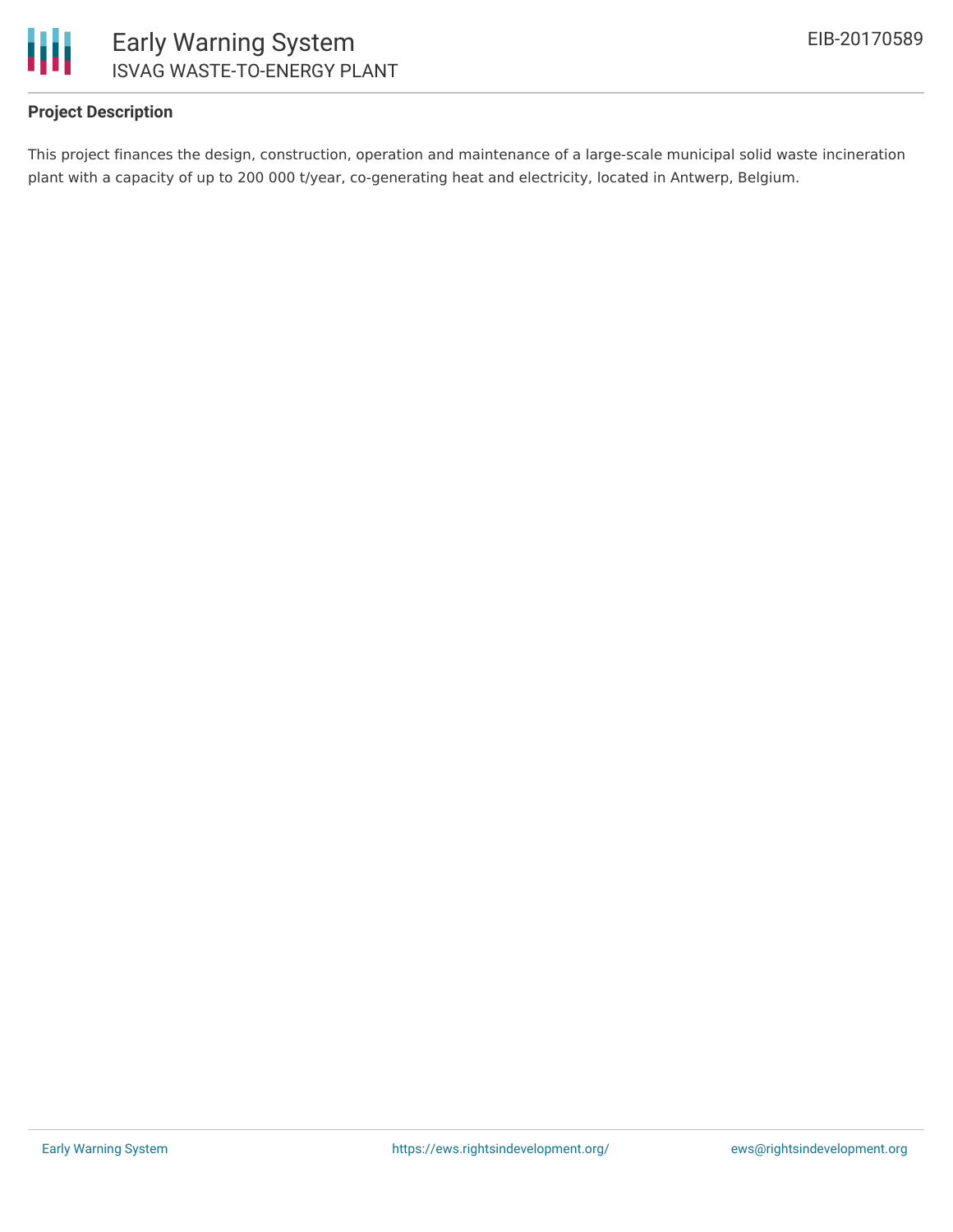### Project Description

This project finances the design, construction, operation and maintenance of a large-scale municipal solid waste incineration plant with a capacity of up to 200 000 t/year, co-generating heat and electricity, located in Antwerp, Belgium.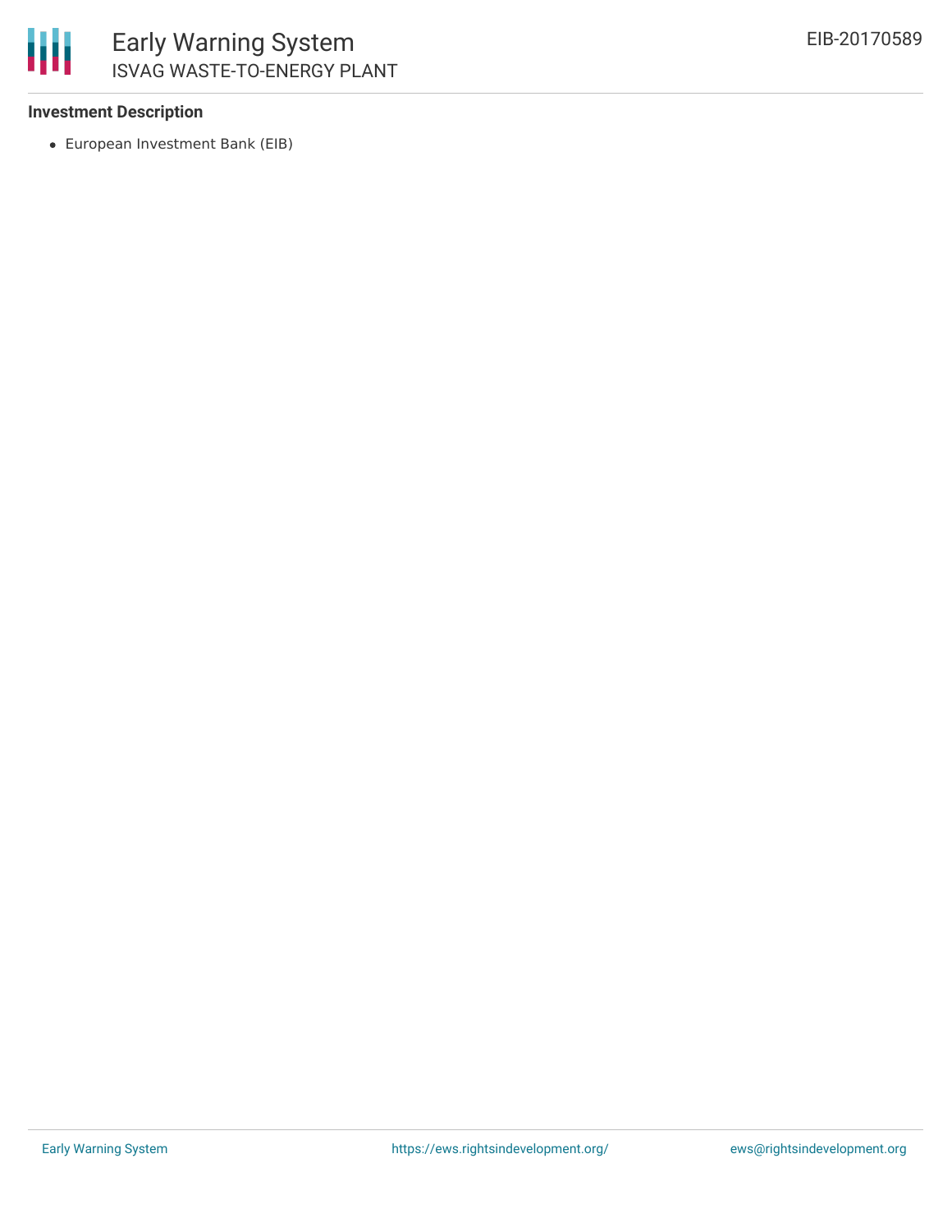**Investment Description**

- European Investment Bank (EIB)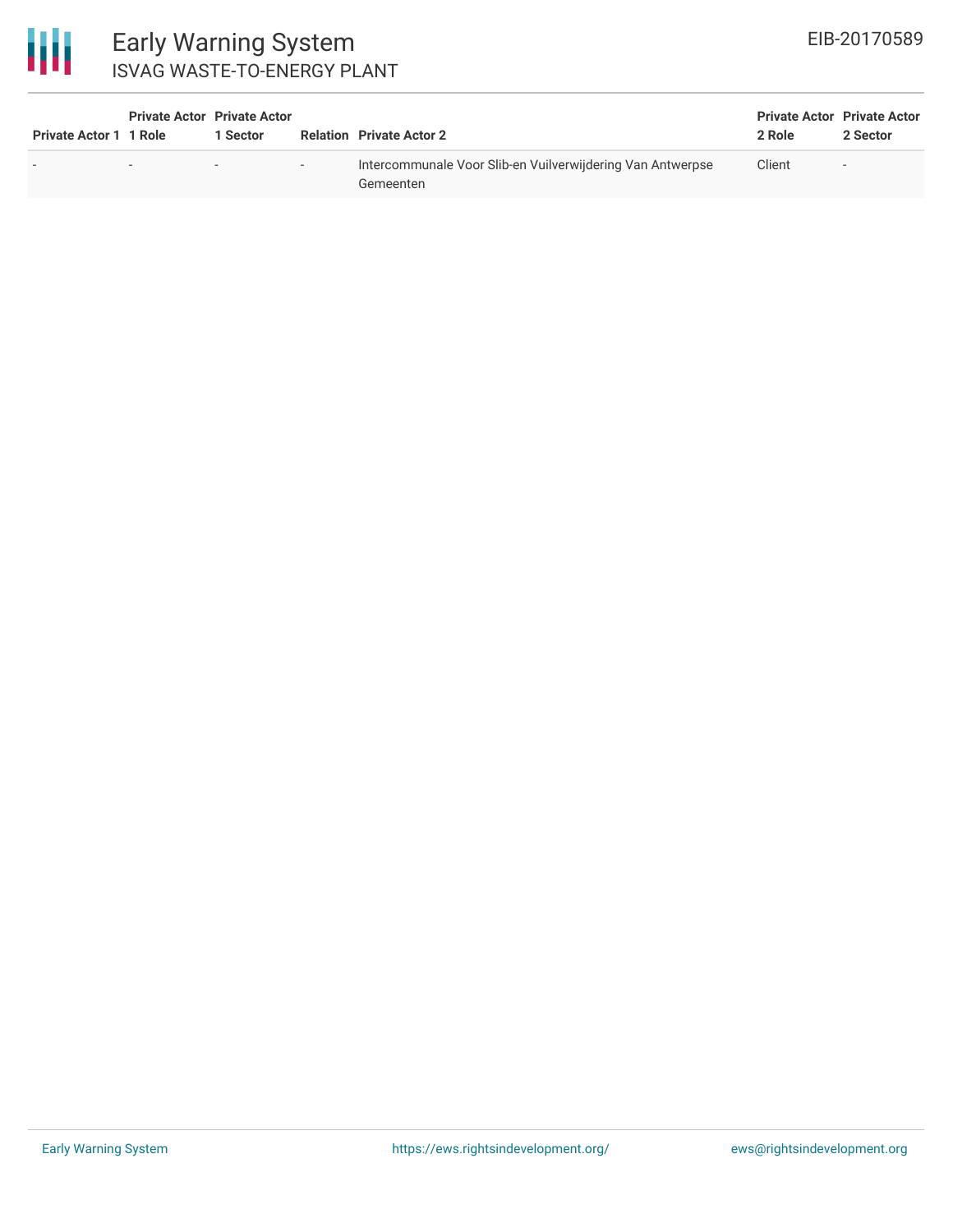| Private Actor 1 | Private Actor 1 Role | Private Actor 1 Sector | Relation | Private Actor 2 | Private Actor 2 Role | Private Actor 2 Sector |
| --- | --- | --- | --- | --- | --- | --- |
| - | - | - | - | Intercommunale Voor Slib-en Vuilverwijdering Van Antwerpse Gemeenten | Client | - |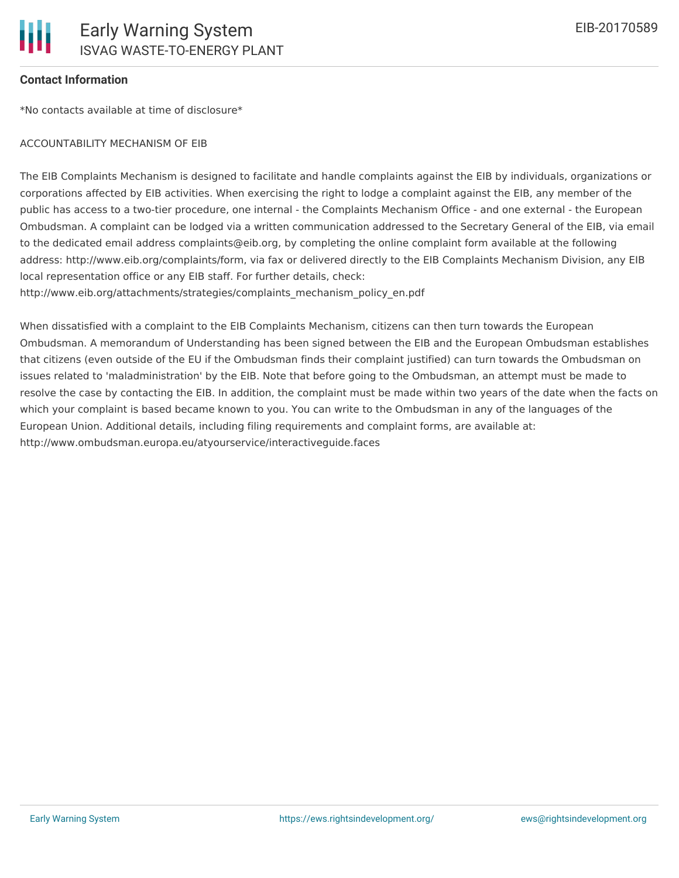**Contact Information**

*No contacts available at time of disclosure*

ACCOUNTABILITY MECHANISM OF EIB

The EIB Complaints Mechanism is designed to facilitate and handle complaints against the EIB by individuals, organizations or corporations affected by EIB activities. When exercising the right to lodge a complaint against the EIB, any member of the public has access to a two-tier procedure, one internal - the Complaints Mechanism Office - and one external - the European Ombudsman. A complaint can be lodged via a written communication addressed to the Secretary General of the EIB, via email to the dedicated email address complaints@eib.org, by completing the online complaint form available at the following address: http://www.eib.org/complaints/form, via fax or delivered directly to the EIB Complaints Mechanism Division, any EIB local representation office or any EIB staff. For further details, check: http://www.eib.org/attachments/strategies/complaints_mechanism_policy_en.pdf

When dissatisfied with a complaint to the EIB Complaints Mechanism, citizens can then turn towards the European Ombudsman. A memorandum of Understanding has been signed between the EIB and the European Ombudsman establishes that citizens (even outside of the EU if the Ombudsman finds their complaint justified) can turn towards the Ombudsman on issues related to 'maladministration' by the EIB. Note that before going to the Ombudsman, an attempt must be made to resolve the case by contacting the EIB. In addition, the complaint must be made within two years of the date when the facts on which your complaint is based became known to you. You can write to the Ombudsman in any of the languages of the European Union. Additional details, including filing requirements and complaint forms, are available at: http://www.ombudsman.europa.eu/atyourservice/interactiveguide.faces